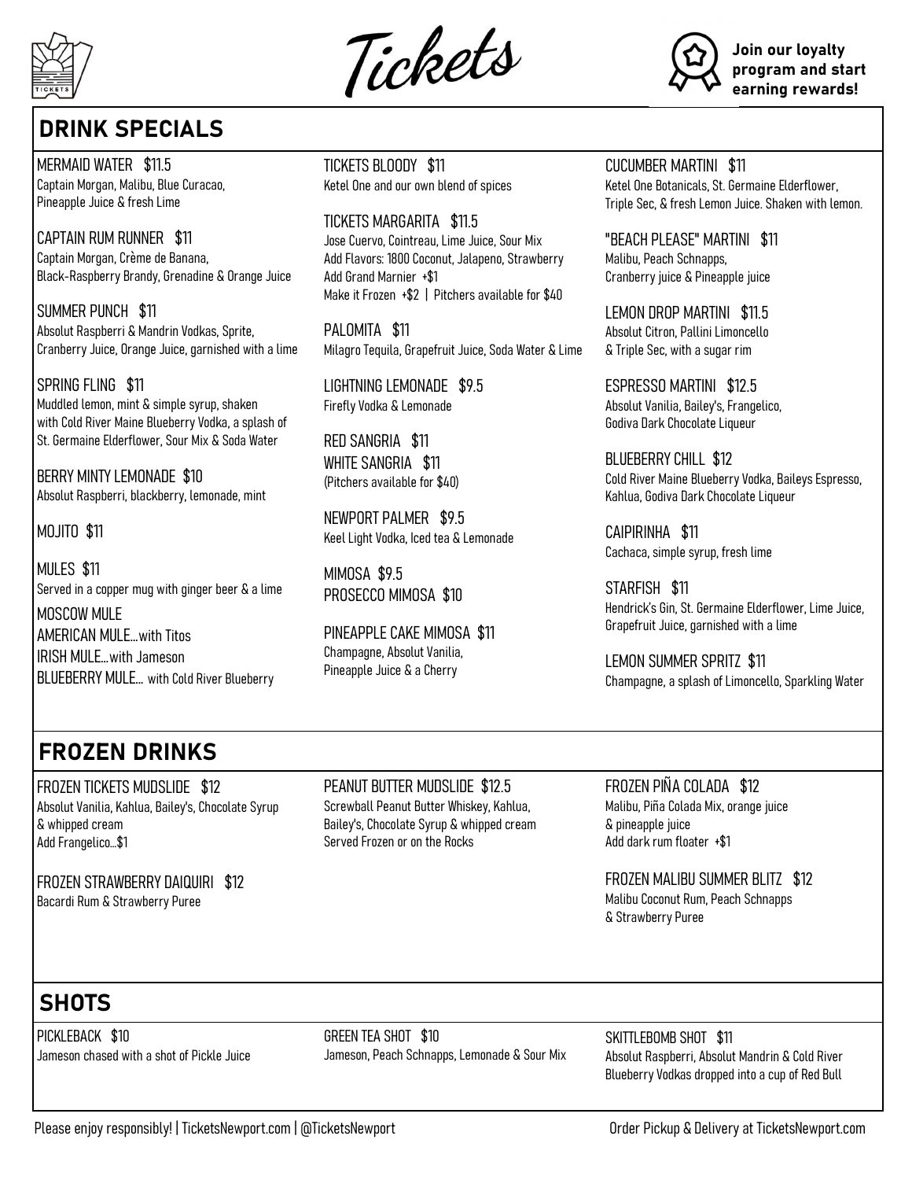# Tickets

**Join our loyalty program and start earning rewards!**

## DRINK SPECIALS

MERMAID WATER $11.5
Captain Morgan, Malibu, Blue Curacao, Pineapple Juice & fresh Lime

CAPTAIN RUM RUNNER $11
Captain Morgan, Crème de Banana, Black-Raspberry Brandy, Grenadine & Orange Juice

SUMMER PUNCH $11
Absolut Raspberri & Mandrin Vodkas, Sprite, Cranberry Juice, Orange Juice, garnished with a lime

SPRING FLING $11
Muddled lemon, mint & simple syrup, shaken with Cold River Maine Blueberry Vodka, a splash of St. Germaine Elderflower, Sour Mix & Soda Water

BERRY MINTY LEMONADE $10
Absolut Raspberri, blackberry, lemonade, mint

MOJITO $11

MULES $11
Served in a copper mug with ginger beer & a lime
MOSCOW MULE
AMERICAN MULE...with Titos
IRISH MULE...with Jameson
BLUEBERRY MULE... with Cold River Blueberry

TICKETS BLOODY $11
Ketel One and our own blend of spices

TICKETS MARGARITA $11.5
Jose Cuervo, Cointreau, Lime Juice, Sour Mix
Add Flavors: 1800 Coconut, Jalapeno, Strawberry
Add Grand Marnier +$1
Make it Frozen +$2 | Pitchers available for $40

PALOMITA $11
Milagro Tequila, Grapefruit Juice, Soda Water & Lime

LIGHTNING LEMONADE $9.5
Firefly Vodka & Lemonade

RED SANGRIA $11
WHITE SANGRIA $11
(Pitchers available for $40)

NEWPORT PALMER $9.5
Keel Light Vodka, Iced tea & Lemonade

MIMOSA $9.5
PROSECCO MIMOSA $10

PINEAPPLE CAKE MIMOSA $11
Champagne, Absolut Vanilia, Pineapple Juice & a Cherry

CUCUMBER MARTINI $11
Ketel One Botanicals, St. Germaine Elderflower, Triple Sec, & fresh Lemon Juice. Shaken with lemon.

"BEACH PLEASE" MARTINI $11
Malibu, Peach Schnapps, Cranberry juice & Pineapple juice

LEMON DROP MARTINI $11.5
Absolut Citron, Pallini Limoncello & Triple Sec, with a sugar rim

ESPRESSO MARTINI $12.5
Absolut Vanilia, Bailey's, Frangelico, Godiva Dark Chocolate Liqueur

BLUEBERRY CHILL $12
Cold River Maine Blueberry Vodka, Baileys Espresso, Kahlua, Godiva Dark Chocolate Liqueur

CAIPIRINHA $11
Cachaca, simple syrup, fresh lime

STARFISH $11
Hendrick's Gin, St. Germaine Elderflower, Lime Juice, Grapefruit Juice, garnished with a lime

LEMON SUMMER SPRITZ $11
Champagne, a splash of Limoncello, Sparkling Water

## FROZEN DRINKS

FROZEN TICKETS MUDSLIDE $12
Absolut Vanilia, Kahlua, Bailey's, Chocolate Syrup & whipped cream
Add Frangelico...$1

FROZEN STRAWBERRY DAIQUIRI $12
Bacardi Rum & Strawberry Puree

PEANUT BUTTER MUDSLIDE $12.5
Screwball Peanut Butter Whiskey, Kahlua, Bailey's, Chocolate Syrup & whipped cream
Served Frozen or on the Rocks

FROZEN PIÑA COLADA $12
Malibu, Piña Colada Mix, orange juice & pineapple juice
Add dark rum floater +$1

FROZEN MALIBU SUMMER BLITZ $12
Malibu Coconut Rum, Peach Schnapps & Strawberry Puree

## SHOTS

PICKLEBACK $10
Jameson chased with a shot of Pickle Juice

GREEN TEA SHOT $10
Jameson, Peach Schnapps, Lemonade & Sour Mix

SKITTLEBOMB SHOT $11
Absolut Raspberri, Absolut Mandrin & Cold River Blueberry Vodkas dropped into a cup of Red Bull

Please enjoy responsibly! | TicketsNewport.com | @TicketsNewport

Order Pickup & Delivery at TicketsNewport.com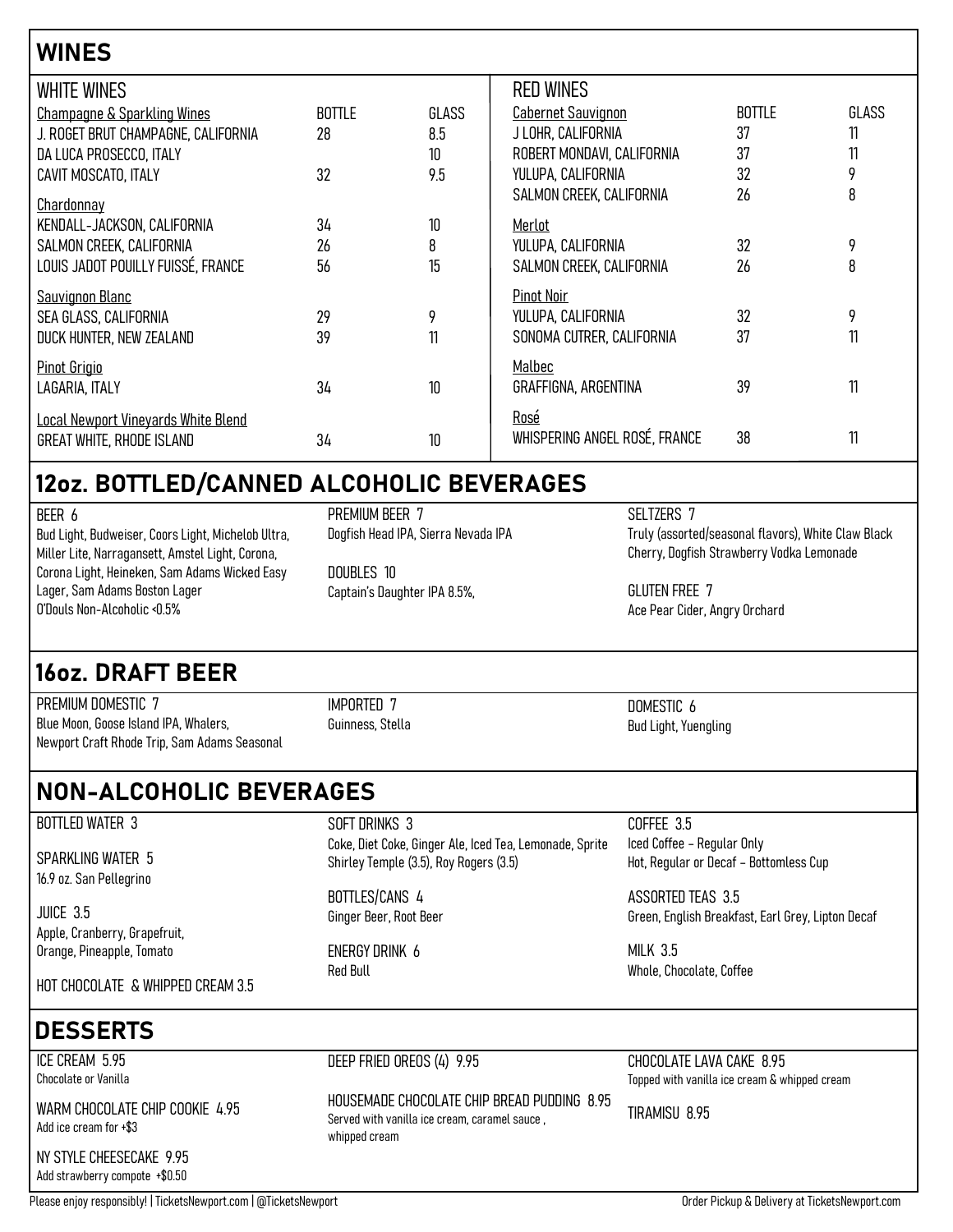## WINES

### WHITE WINES

| Champagne & Sparkling Wines | BOTTLE | GLASS |
| --- | --- | --- |
| J. ROGET BRUT CHAMPAGNE, CALIFORNIA | 28 | 8.5 |
| DA LUCA PROSECCO, ITALY | | 10 |
| CAVIT MOSCATO, ITALY | 32 | 9.5 |
| **Chardonnay** | | |
| KENDALL-JACKSON, CALIFORNIA | 34 | 10 |
| SALMON CREEK, CALIFORNIA | 26 | 8 |
| LOUIS JADOT POUILLY FUISSÉ, FRANCE | 56 | 15 |
| **Sauvignon Blanc** | | |
| SEA GLASS, CALIFORNIA | 29 | 9 |
| DUCK HUNTER, NEW ZEALAND | 39 | 11 |
| **Pinot Grigio** | | |
| LAGARIA, ITALY | 34 | 10 |
| **Local Newport Vineyards White Blend** | | |
| GREAT WHITE, RHODE ISLAND | 34 | 10 |

### RED WINES

| Cabernet Sauvignon | BOTTLE | GLASS |
| --- | --- | --- |
| J LOHR, CALIFORNIA | 37 | 11 |
| ROBERT MONDAVI, CALIFORNIA | 37 | 11 |
| YULUPA, CALIFORNIA | 32 | 9 |
| SALMON CREEK, CALIFORNIA | 26 | 8 |
| **Merlot** | | |
| YULUPA, CALIFORNIA | 32 | 9 |
| SALMON CREEK, CALIFORNIA | 26 | 8 |
| **Pinot Noir** | | |
| YULUPA, CALIFORNIA | 32 | 9 |
| SONOMA CUTRER, CALIFORNIA | 37 | 11 |
| **Malbec** | | |
| GRAFFIGNA, ARGENTINA | 39 | 11 |
| **Rosé** | | |
| WHISPERING ANGEL ROSÉ, FRANCE | 38 | 11 |

## 12oz. BOTTLED/CANNED ALCOHOLIC BEVERAGES

**BEER 6**
Bud Light, Budweiser, Coors Light, Michelob Ultra, Miller Lite, Narragansett, Amstel Light, Corona, Corona Light, Heineken, Sam Adams Wicked Easy Lager, Sam Adams Boston Lager
O'Douls Non-Alcoholic <0.5%

**PREMIUM BEER 7**
Dogfish Head IPA, Sierra Nevada IPA

**DOUBLES 10**
Captain's Daughter IPA 8.5%,

**SELTZERS 7**
Truly (assorted/seasonal flavors), White Claw Black Cherry, Dogfish Strawberry Vodka Lemonade

**GLUTEN FREE 7**
Ace Pear Cider, Angry Orchard

## 16oz. DRAFT BEER

**PREMIUM DOMESTIC 7**
Blue Moon, Goose Island IPA, Whalers, Newport Craft Rhode Trip, Sam Adams Seasonal

**IMPORTED 7**
Guinness, Stella

**DOMESTIC 6**
Bud Light, Yuengling

## NON-ALCOHOLIC BEVERAGES

**BOTTLED WATER 3**

**SPARKLING WATER 5**
16.9 oz. San Pellegrino

**JUICE 3.5**
Apple, Cranberry, Grapefruit, Orange, Pineapple, Tomato

**HOT CHOCOLATE & WHIPPED CREAM 3.5**

**SOFT DRINKS 3**
Coke, Diet Coke, Ginger Ale, Iced Tea, Lemonade, Sprite
Shirley Temple (3.5), Roy Rogers (3.5)

**BOTTLES/CANS 4**
Ginger Beer, Root Beer

**ENERGY DRINK 6**
Red Bull

**COFFEE 3.5**
Iced Coffee – Regular Only
Hot, Regular or Decaf – Bottomless Cup

**ASSORTED TEAS 3.5**
Green, English Breakfast, Earl Grey, Lipton Decaf

**MILK 3.5**
Whole, Chocolate, Coffee

## DESSERTS

**ICE CREAM 5.95**
Chocolate or Vanilla

**WARM CHOCOLATE CHIP COOKIE 4.95**
Add ice cream for +$3

**NY STYLE CHEESECAKE 9.95**
Add strawberry compote +$0.50

**DEEP FRIED OREOS (4) 9.95**

**HOUSEMADE CHOCOLATE CHIP BREAD PUDDING 8.95**
Served with vanilla ice cream, caramel sauce , whipped cream

**CHOCOLATE LAVA CAKE 8.95**
Topped with vanilla ice cream & whipped cream

**TIRAMISU 8.95**

Please enjoy responsibly! | TicketsNewport.com | @TicketsNewport

Order Pickup & Delivery at TicketsNewport.com